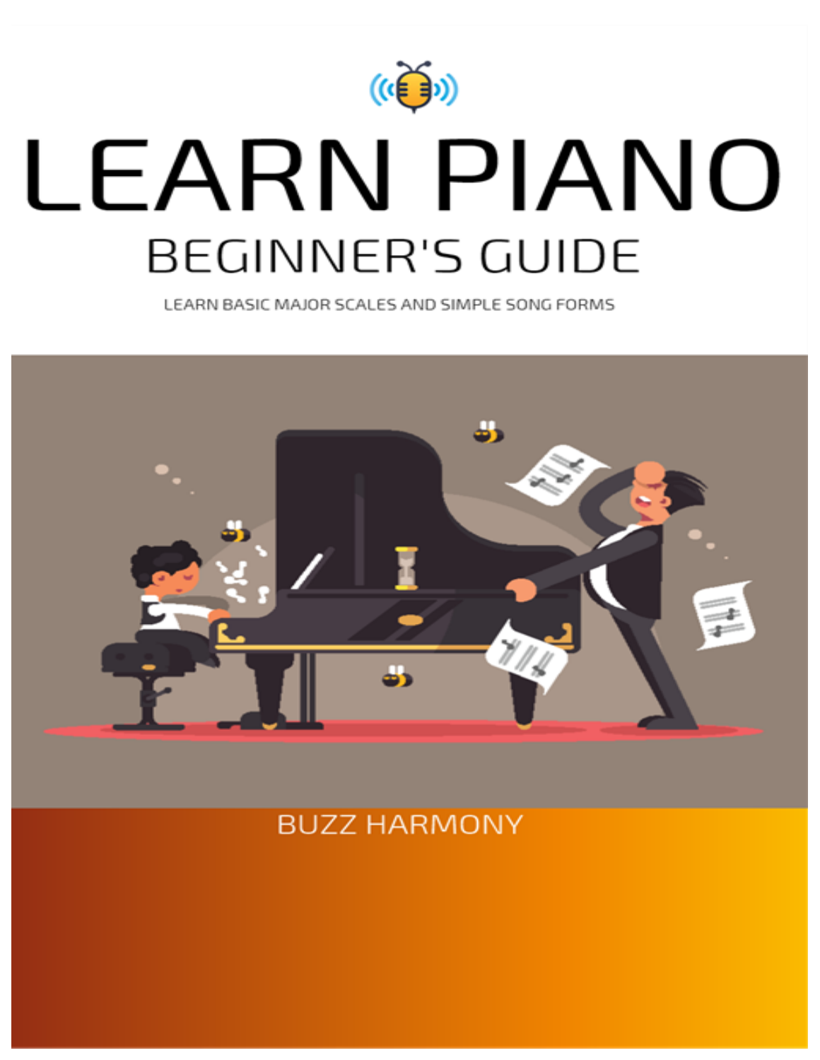# LEARN PIANO

## BEGINNER'S GUIDE

LEARN BASIC MAJOR SCALES AND SIMPLE SONG FORMS

BUZZ HARMONY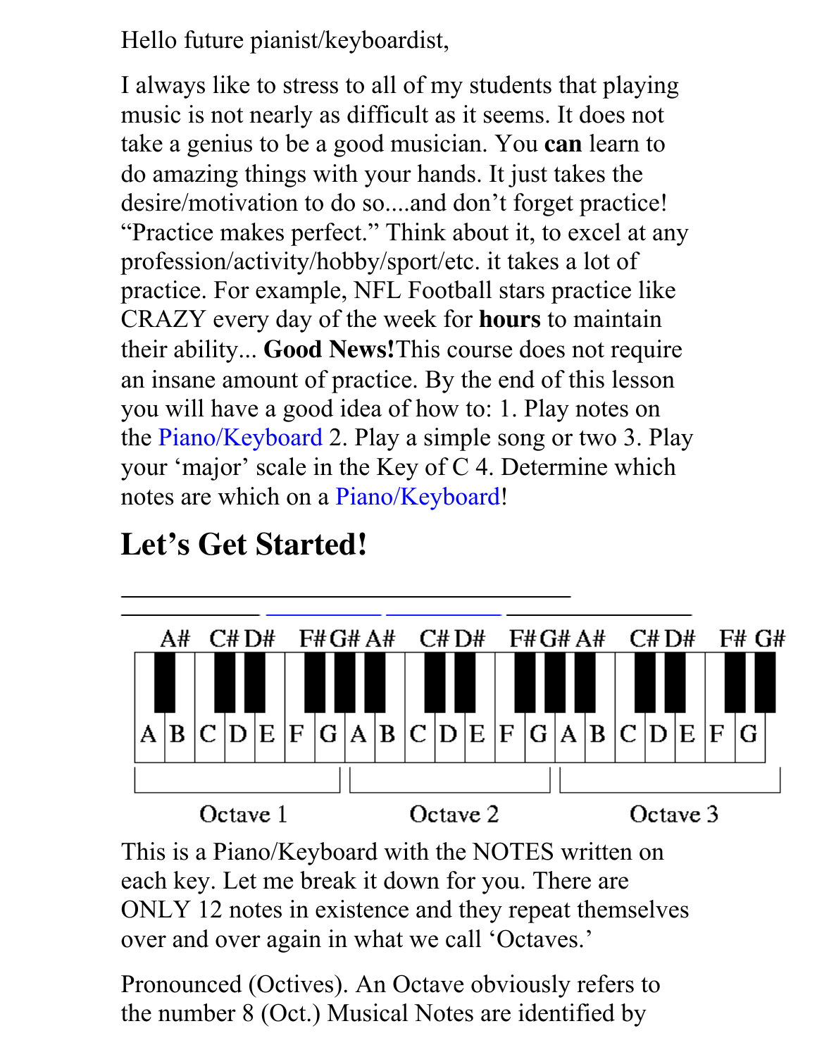Hello future pianist/keyboardist,

I always like to stress to all of my students that playing music is not nearly as difficult as it seems. It does not take a genius to be a good musician. You **can** learn to do amazing things with your hands. It just takes the desire/motivation to do so....and don't forget practice! "Practice makes perfect." Think about it, to excel at any profession/activity/hobby/sport/etc. it takes a lot of practice. For example, NFL Football stars practice like CRAZY every day of the week for **hours** to maintain their ability... **Good News!**This course does not require an insane amount of practice. By the end of this lesson you will have a good idea of how to: 1. Play notes on the Piano/Keyboard 2. Play a simple song or two 3. Play your 'major' scale in the Key of C 4. Determine which notes are which on a Piano/Keyboard!

## Let's Get Started!

A# C# D# F# G# A# C# D# F# G# A# C# D# F# G#

A B C D E F G A B C D E F G A B C D E F G

Octave 1 Octave 2 Octave 3

This is a Piano/Keyboard with the NOTES written on each key. Let me break it down for you. There are ONLY 12 notes in existence and they repeat themselves over and over again in what we call 'Octaves.'

Pronounced (Octives). An Octave obviously refers to the number 8 (Oct.) Musical Notes are identified by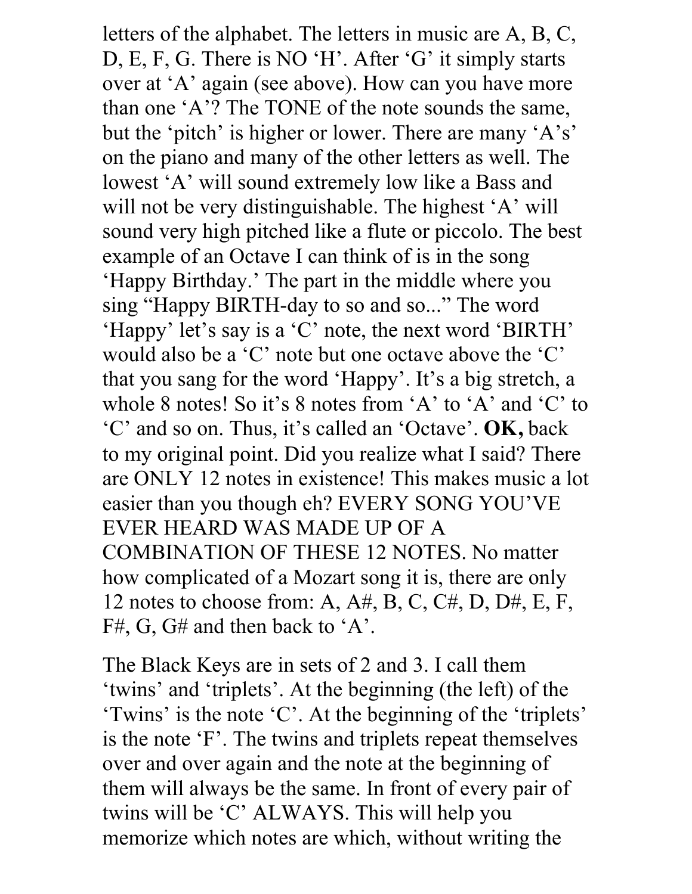letters of the alphabet. The letters in music are A, B, C, D, E, F, G. There is NO 'H'. After 'G' it simply starts over at 'A' again (see above). How can you have more than one 'A'? The TONE of the note sounds the same, but the 'pitch' is higher or lower. There are many 'A's' on the piano and many of the other letters as well. The lowest 'A' will sound extremely low like a Bass and will not be very distinguishable. The highest 'A' will sound very high pitched like a flute or piccolo. The best example of an Octave I can think of is in the song 'Happy Birthday.' The part in the middle where you sing "Happy BIRTH-day to so and so..." The word 'Happy' let's say is a 'C' note, the next word 'BIRTH' would also be a 'C' note but one octave above the 'C' that you sang for the word 'Happy'. It's a big stretch, a whole 8 notes! So it's 8 notes from 'A' to 'A' and 'C' to 'C' and so on. Thus, it's called an 'Octave'. **OK,** back to my original point. Did you realize what I said? There are ONLY 12 notes in existence! This makes music a lot easier than you though eh? EVERY SONG YOU'VE EVER HEARD WAS MADE UP OF A COMBINATION OF THESE 12 NOTES. No matter how complicated of a Mozart song it is, there are only 12 notes to choose from: A, A#, B, C, C#, D, D#, E, F, F#, G, G# and then back to 'A'.

The Black Keys are in sets of 2 and 3. I call them 'twins' and 'triplets'. At the beginning (the left) of the 'Twins' is the note 'C'. At the beginning of the 'triplets' is the note 'F'. The twins and triplets repeat themselves over and over again and the note at the beginning of them will always be the same. In front of every pair of twins will be 'C' ALWAYS. This will help you memorize which notes are which, without writing the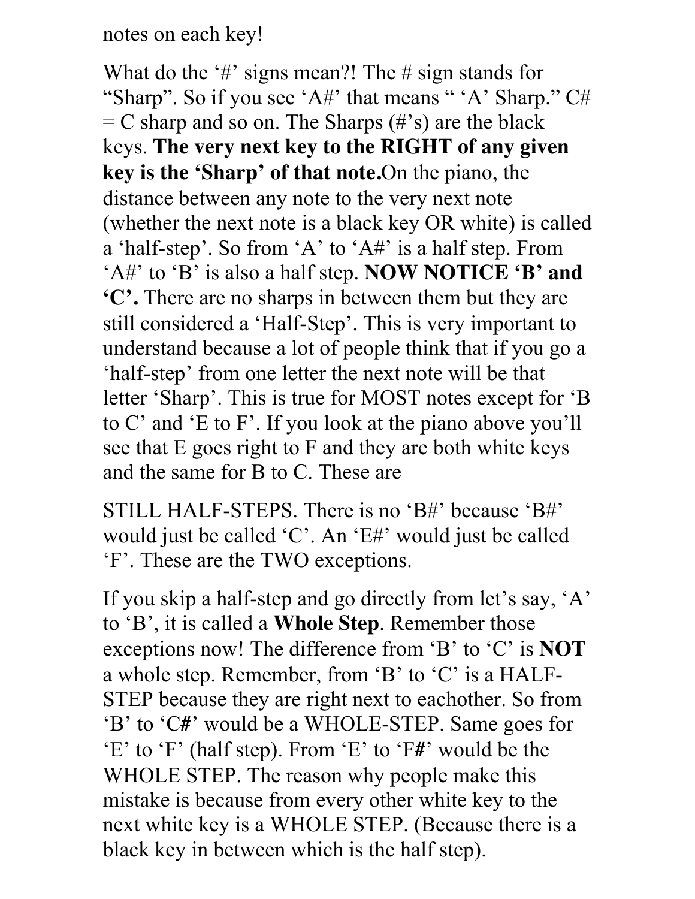notes on each key!

What do the '#' signs mean?! The # sign stands for "Sharp". So if you see 'A#' that means " 'A' Sharp." C# = C sharp and so on. The Sharps (#'s) are the black keys. **The very next key to the RIGHT of any given key is the 'Sharp' of that note.**On the piano, the distance between any note to the very next note (whether the next note is a black key OR white) is called a 'half-step'. So from 'A' to 'A#' is a half step. From 'A#' to 'B' is also a half step. **NOW NOTICE 'B' and 'C'.** There are no sharps in between them but they are still considered a 'Half-Step'. This is very important to understand because a lot of people think that if you go a 'half-step' from one letter the next note will be that letter 'Sharp'. This is true for MOST notes except for 'B to C' and 'E to F'. If you look at the piano above you'll see that E goes right to F and they are both white keys and the same for B to C. These are

STILL HALF-STEPS. There is no 'B#' because 'B#' would just be called 'C'. An 'E#' would just be called 'F'. These are the TWO exceptions.

If you skip a half-step and go directly from let's say, 'A' to 'B', it is called a **Whole Step**. Remember those exceptions now! The difference from 'B' to 'C' is **NOT** a whole step. Remember, from 'B' to 'C' is a HALF-STEP because they are right next to eachother. So from 'B' to 'C**#**' would be a WHOLE-STEP. Same goes for 'E' to 'F' (half step). From 'E' to 'F**#**' would be the WHOLE STEP. The reason why people make this mistake is because from every other white key to the next white key is a WHOLE STEP. (Because there is a black key in between which is the half step).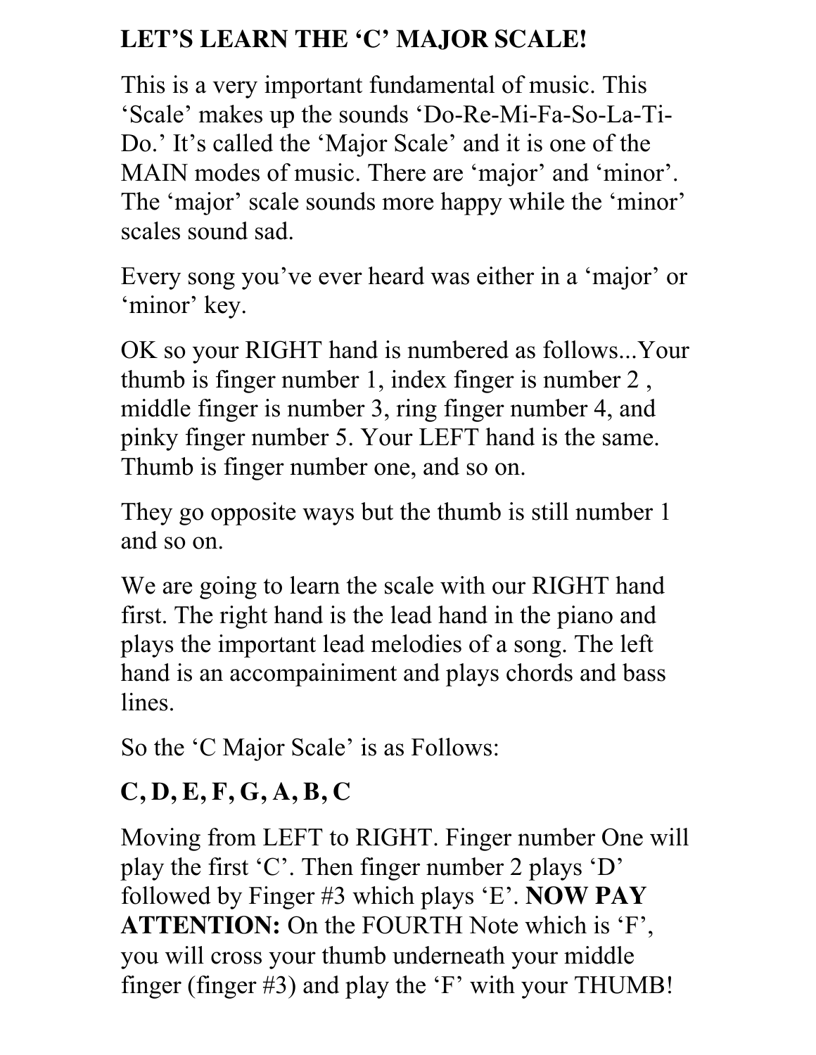**LET'S LEARN THE 'C' MAJOR SCALE!**

This is a very important fundamental of music. This 'Scale' makes up the sounds 'Do-Re-Mi-Fa-So-La-Ti-Do.' It's called the 'Major Scale' and it is one of the MAIN modes of music. There are 'major' and 'minor'. The 'major' scale sounds more happy while the 'minor' scales sound sad.

Every song you've ever heard was either in a 'major' or 'minor' key.

OK so your RIGHT hand is numbered as follows...Your thumb is finger number 1, index finger is number 2 , middle finger is number 3, ring finger number 4, and pinky finger number 5. Your LEFT hand is the same. Thumb is finger number one, and so on.

They go opposite ways but the thumb is still number 1 and so on.

We are going to learn the scale with our RIGHT hand first. The right hand is the lead hand in the piano and plays the important lead melodies of a song. The left hand is an accompainiment and plays chords and bass lines.

So the 'C Major Scale' is as Follows:

**C, D, E, F, G, A, B, C**

Moving from LEFT to RIGHT. Finger number One will play the first 'C'. Then finger number 2 plays 'D' followed by Finger #3 which plays 'E'. **NOW PAY ATTENTION:** On the FOURTH Note which is 'F', you will cross your thumb underneath your middle finger (finger #3) and play the 'F' with your THUMB!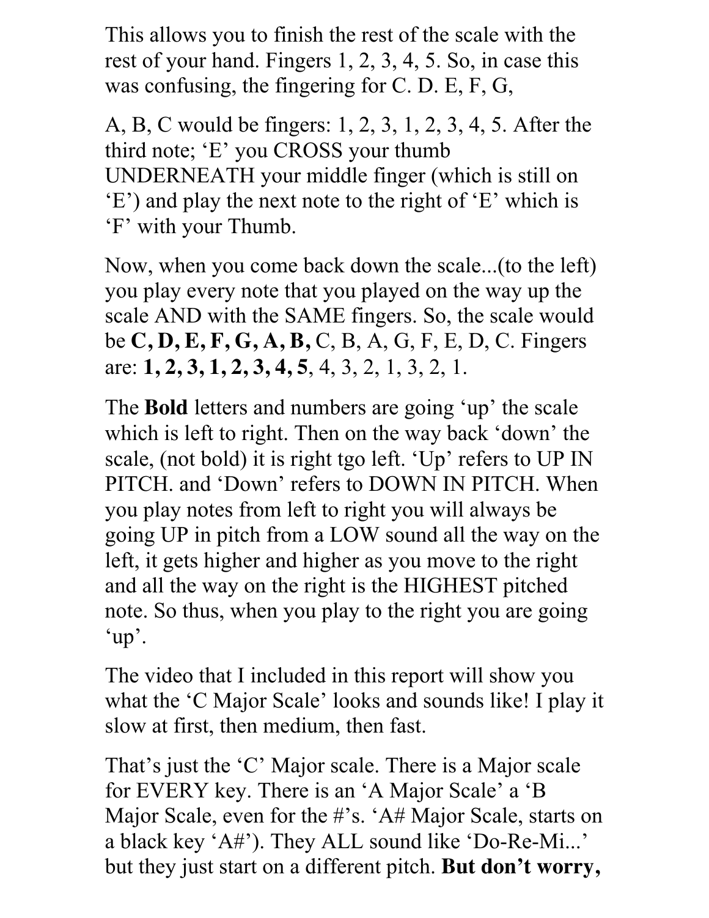This allows you to finish the rest of the scale with the rest of your hand. Fingers 1, 2, 3, 4, 5. So, in case this was confusing, the fingering for C. D. E, F, G,

A, B, C would be fingers: 1, 2, 3, 1, 2, 3, 4, 5. After the third note; 'E' you CROSS your thumb UNDERNEATH your middle finger (which is still on 'E') and play the next note to the right of 'E' which is 'F' with your Thumb.

Now, when you come back down the scale...(to the left) you play every note that you played on the way up the scale AND with the SAME fingers. So, the scale would be **C, D, E, F, G, A, B,** C, B, A, G, F, E, D, C. Fingers are: **1, 2, 3, 1, 2, 3, 4, 5**, 4, 3, 2, 1, 3, 2, 1.

The **Bold** letters and numbers are going 'up' the scale which is left to right. Then on the way back 'down' the scale, (not bold) it is right tgo left. 'Up' refers to UP IN PITCH. and 'Down' refers to DOWN IN PITCH. When you play notes from left to right you will always be going UP in pitch from a LOW sound all the way on the left, it gets higher and higher as you move to the right and all the way on the right is the HIGHEST pitched note. So thus, when you play to the right you are going 'up'.

The video that I included in this report will show you what the 'C Major Scale' looks and sounds like! I play it slow at first, then medium, then fast.

That's just the 'C' Major scale. There is a Major scale for EVERY key. There is an 'A Major Scale' a 'B Major Scale, even for the #'s. 'A# Major Scale, starts on a black key 'A#'). They ALL sound like 'Do-Re-Mi...' but they just start on a different pitch. **But don't worry,**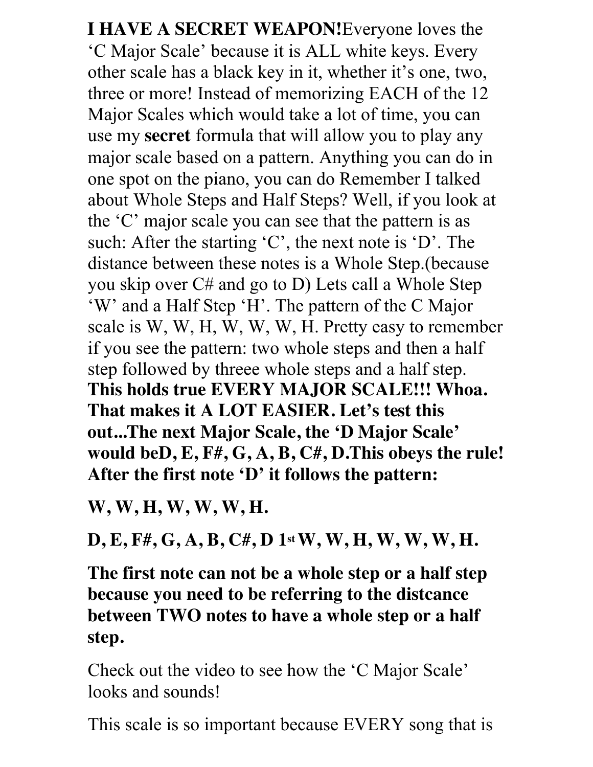**I HAVE A SECRET WEAPON!**Everyone loves the 'C Major Scale' because it is ALL white keys. Every other scale has a black key in it, whether it's one, two, three or more! Instead of memorizing EACH of the 12 Major Scales which would take a lot of time, you can use my **secret** formula that will allow you to play any major scale based on a pattern. Anything you can do in one spot on the piano, you can do Remember I talked about Whole Steps and Half Steps? Well, if you look at the 'C' major scale you can see that the pattern is as such: After the starting 'C', the next note is 'D'. The distance between these notes is a Whole Step.(because you skip over C# and go to D) Lets call a Whole Step 'W' and a Half Step 'H'. The pattern of the C Major scale is W, W, H, W, W, W, H. Pretty easy to remember if you see the pattern: two whole steps and then a half step followed by threee whole steps and a half step. **This holds true EVERY MAJOR SCALE!!! Whoa. That makes it A LOT EASIER. Let's test this out...The next Major Scale, the 'D Major Scale' would beD, E, F#, G, A, B, C#, D.This obeys the rule! After the first note 'D' it follows the pattern:**

**W, W, H, W, W, W, H.**

**D, E, F#, G, A, B, C#, D 1st W, W, H, W, W, W, H.**

**The first note can not be a whole step or a half step because you need to be referring to the distcance between TWO notes to have a whole step or a half step.**

Check out the video to see how the 'C Major Scale' looks and sounds!

This scale is so important because EVERY song that is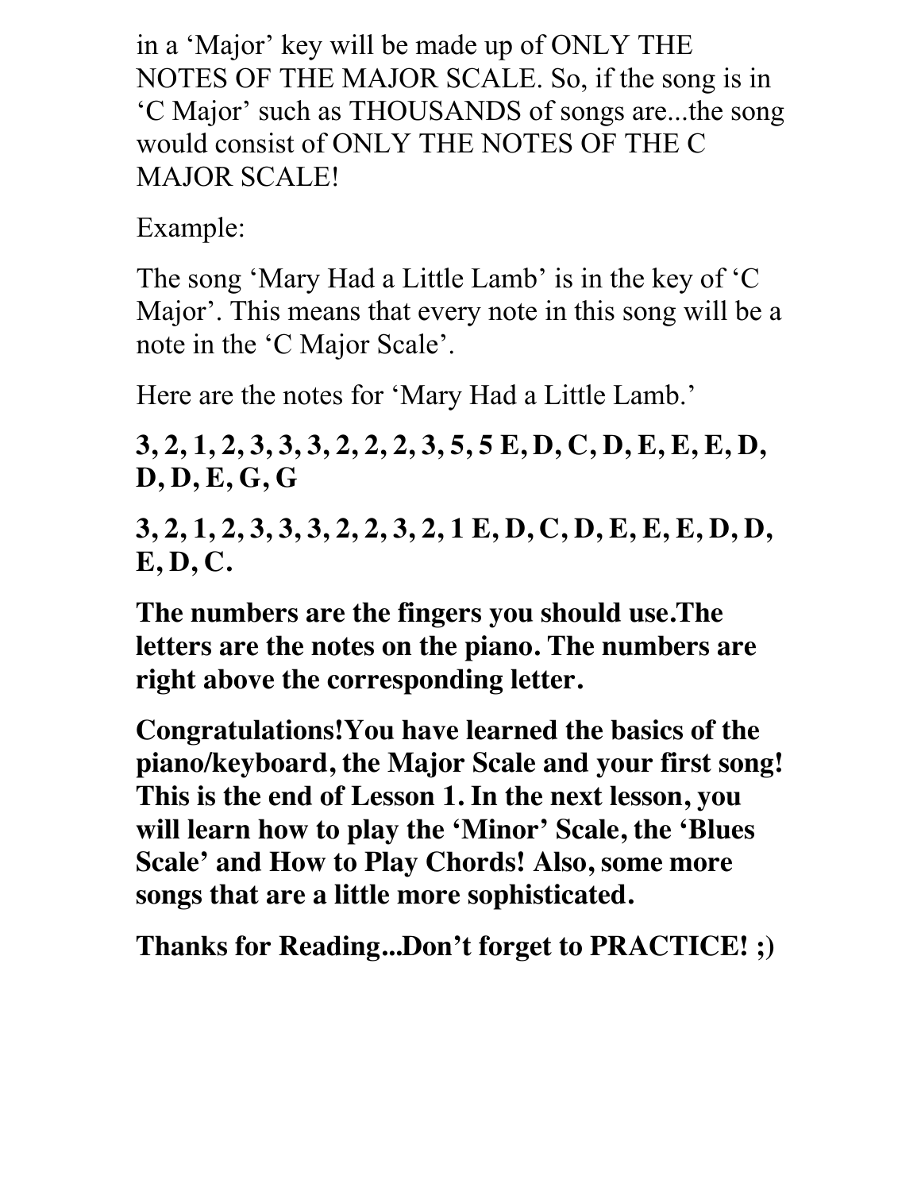in a 'Major' key will be made up of ONLY THE NOTES OF THE MAJOR SCALE. So, if the song is in 'C Major' such as THOUSANDS of songs are...the song would consist of ONLY THE NOTES OF THE C MAJOR SCALE!

Example:

The song 'Mary Had a Little Lamb' is in the key of 'C Major'. This means that every note in this song will be a note in the 'C Major Scale'.

Here are the notes for 'Mary Had a Little Lamb.'

**3, 2, 1, 2, 3, 3, 3, 2, 2, 2, 3, 5, 5 E, D, C, D, E, E, E, D, D, D, E, G, G**

**3, 2, 1, 2, 3, 3, 3, 2, 2, 3, 2, 1 E, D, C, D, E, E, E, D, D, E, D, C.**

**The numbers are the fingers you should use.The letters are the notes on the piano. The numbers are right above the corresponding letter.**

**Congratulations!You have learned the basics of the piano/keyboard, the Major Scale and your first song! This is the end of Lesson 1. In the next lesson, you will learn how to play the 'Minor' Scale, the 'Blues Scale' and How to Play Chords! Also, some more songs that are a little more sophisticated.**

**Thanks for Reading...Don't forget to PRACTICE! ;)**